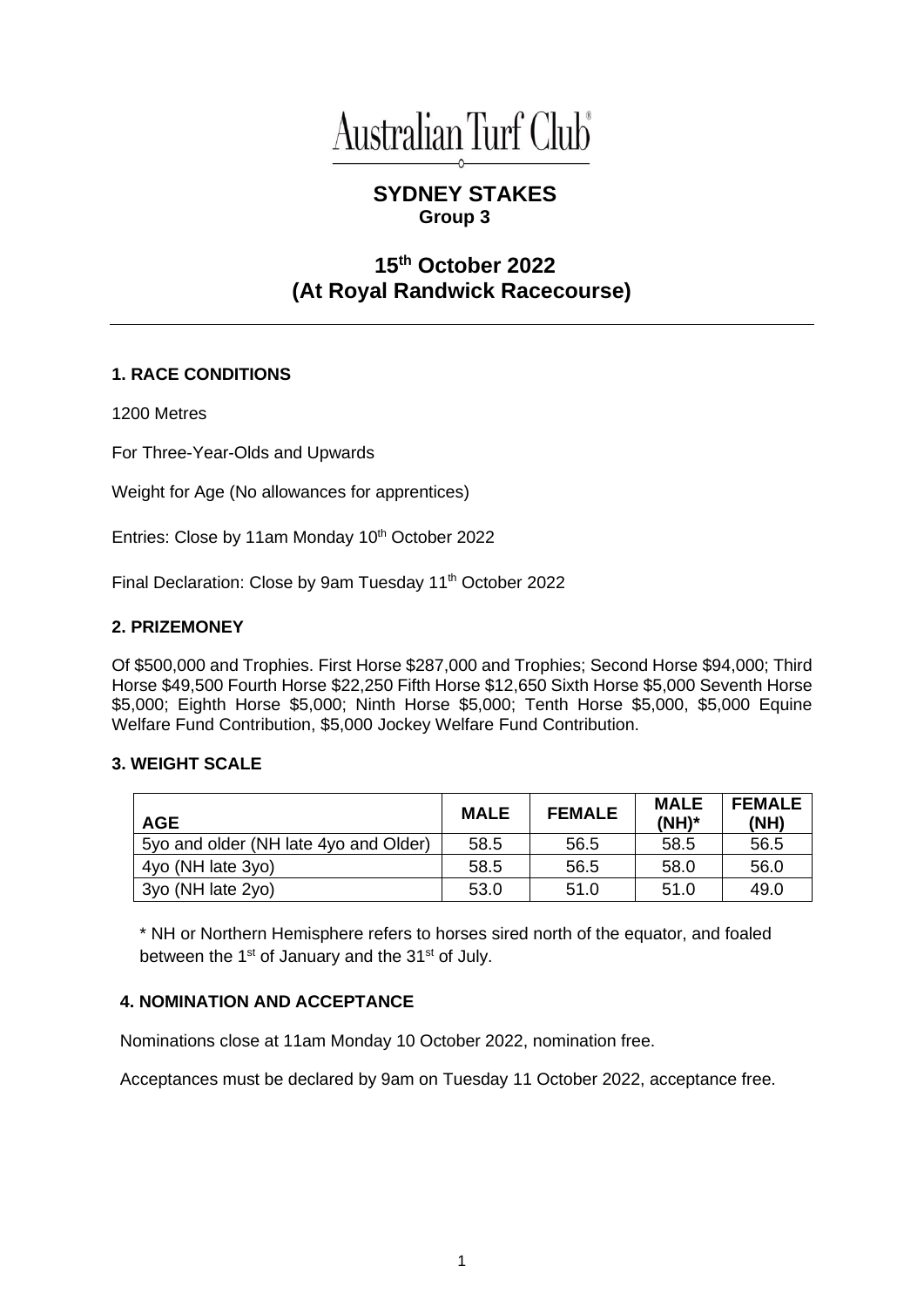# Australian Turf Club

## SYDNEY STAKES
**Group 3**

## 15th October 2022
## (At Royal Randwick Racecourse)

---

### 1. RACE CONDITIONS

1200 Metres

For Three-Year-Olds and Upwards

Weight for Age (No allowances for apprentices)

Entries: Close by 11am Monday 10th October 2022

Final Declaration: Close by 9am Tuesday 11th October 2022

### 2. PRIZEMONEY

Of $500,000 and Trophies. First Horse $287,000 and Trophies; Second Horse $94,000; Third Horse $49,500 Fourth Horse $22,250 Fifth Horse $12,650 Sixth Horse $5,000 Seventh Horse $5,000; Eighth Horse $5,000; Ninth Horse $5,000; Tenth Horse $5,000, $5,000 Equine Welfare Fund Contribution, $5,000 Jockey Welfare Fund Contribution.

### 3. WEIGHT SCALE

| AGE | MALE | FEMALE | MALE (NH)* | FEMALE (NH) |
|---|---|---|---|---|
| 5yo and older (NH late 4yo and Older) | 58.5 | 56.5 | 58.5 | 56.5 |
| 4yo (NH late 3yo) | 58.5 | 56.5 | 58.0 | 56.0 |
| 3yo (NH late 2yo) | 53.0 | 51.0 | 51.0 | 49.0 |

\* NH or Northern Hemisphere refers to horses sired north of the equator, and foaled between the 1st of January and the 31st of July.

### 4. NOMINATION AND ACCEPTANCE

Nominations close at 11am Monday 10 October 2022, nomination free.

Acceptances must be declared by 9am on Tuesday 11 October 2022, acceptance free.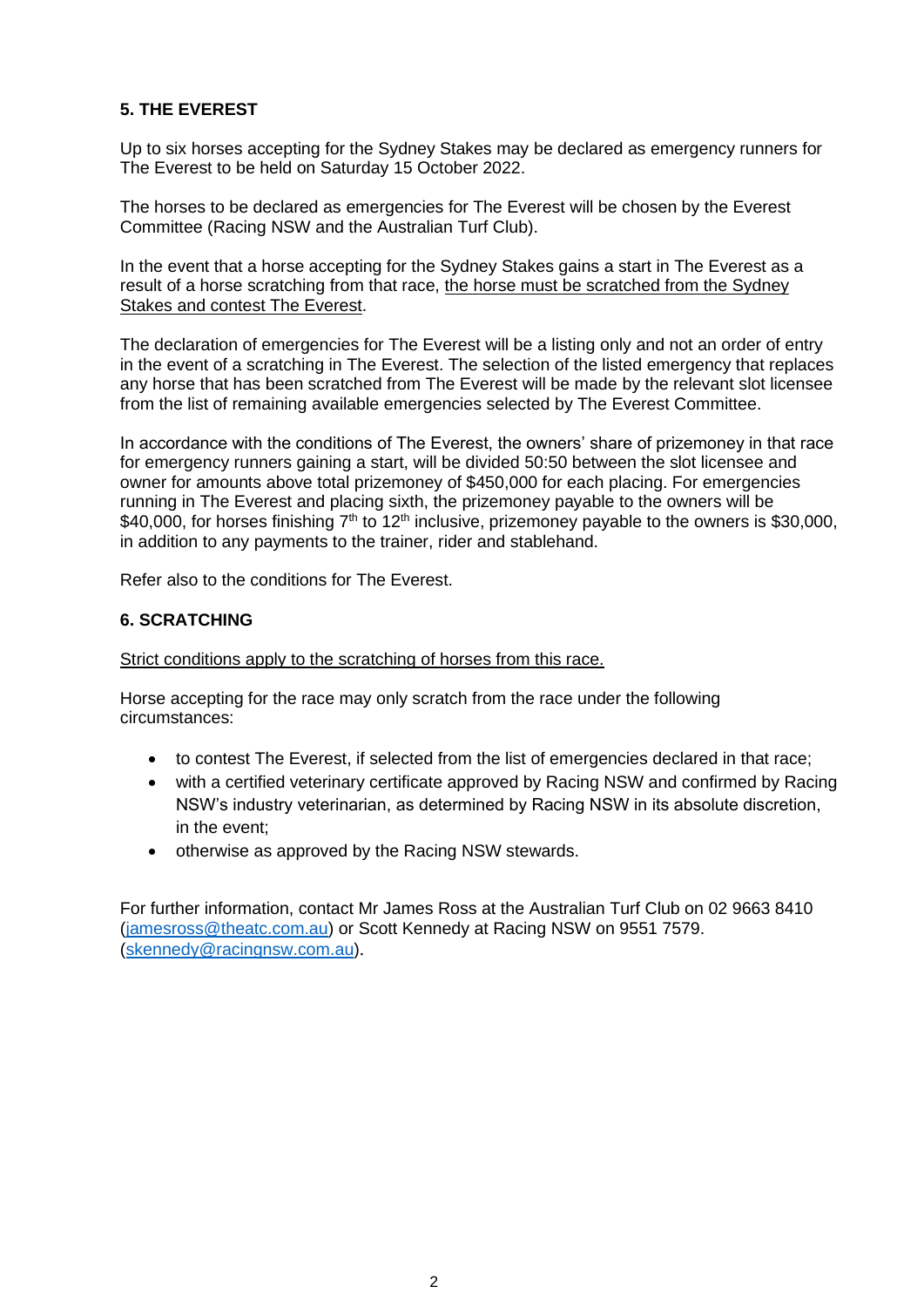### 5. THE EVEREST

Up to six horses accepting for the Sydney Stakes may be declared as emergency runners for The Everest to be held on Saturday 15 October 2022.

The horses to be declared as emergencies for The Everest will be chosen by the Everest Committee (Racing NSW and the Australian Turf Club).

In the event that a horse accepting for the Sydney Stakes gains a start in The Everest as a result of a horse scratching from that race, the horse must be scratched from the Sydney Stakes and contest The Everest.

The declaration of emergencies for The Everest will be a listing only and not an order of entry in the event of a scratching in The Everest. The selection of the listed emergency that replaces any horse that has been scratched from The Everest will be made by the relevant slot licensee from the list of remaining available emergencies selected by The Everest Committee.

In accordance with the conditions of The Everest, the owners' share of prizemoney in that race for emergency runners gaining a start, will be divided 50:50 between the slot licensee and owner for amounts above total prizemoney of $450,000 for each placing. For emergencies running in The Everest and placing sixth, the prizemoney payable to the owners will be $40,000, for horses finishing 7th to 12th inclusive, prizemoney payable to the owners is $30,000, in addition to any payments to the trainer, rider and stablehand.

Refer also to the conditions for The Everest.

### 6. SCRATCHING

Strict conditions apply to the scratching of horses from this race.

Horse accepting for the race may only scratch from the race under the following circumstances:

- to contest The Everest, if selected from the list of emergencies declared in that race;
- with a certified veterinary certificate approved by Racing NSW and confirmed by Racing NSW's industry veterinarian, as determined by Racing NSW in its absolute discretion, in the event;
- otherwise as approved by the Racing NSW stewards.

For further information, contact Mr James Ross at the Australian Turf Club on 02 9663 8410 (jamesross@theatc.com.au) or Scott Kennedy at Racing NSW on 9551 7579. (skennedy@racingnsw.com.au).